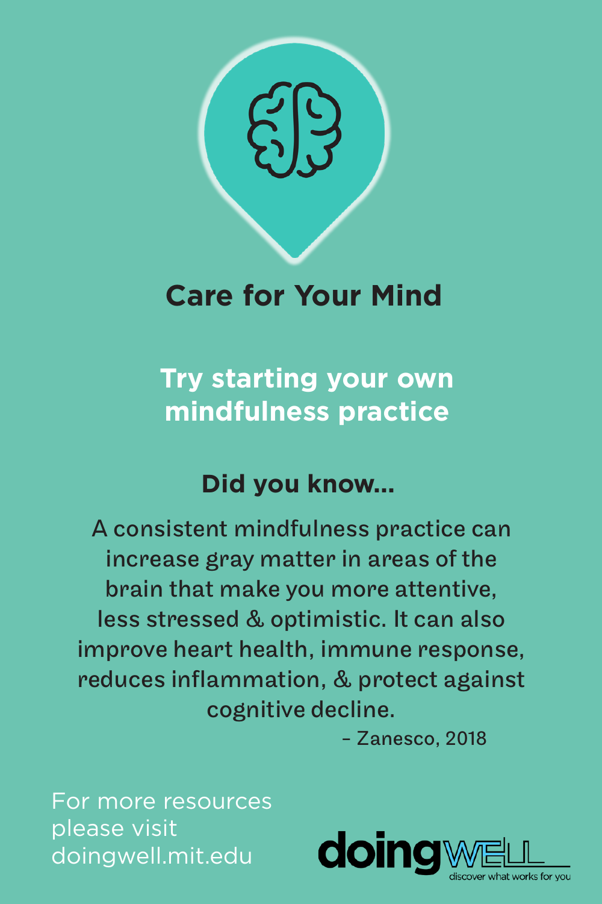# Care for Your Mind

## Try starting your own mindfulness practice

### Did you know...

A consistent mindfulness practice can increase gray matter in areas of the brain that make you more attentive, less stressed & optimistic. It can also improve heart health, immune response, reduces inflammation, & protect against cognitive decline.

– Zanesco, 2018

For more resources please visit doingwell.mit.edu

doingWELL
discover what works for you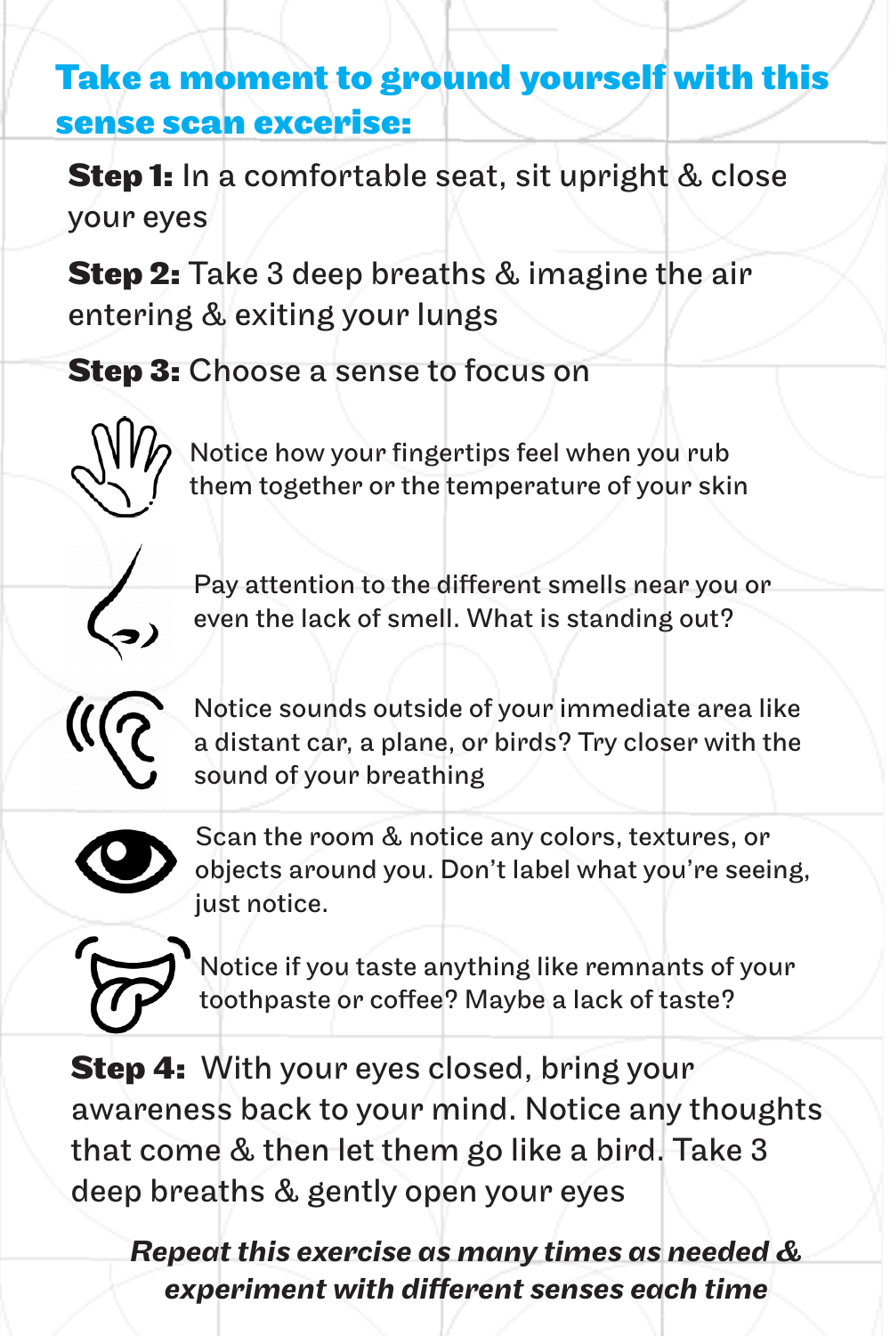## Take a moment to ground yourself with this sense scan excercise:

**Step 1:** In a comfortable seat, sit upright & close your eyes

**Step 2:** Take 3 deep breaths & imagine the air entering & exiting your lungs

**Step 3:** Choose a sense to focus on

Notice how your fingertips feel when you rub them together or the temperature of your skin

Pay attention to the different smells near you or even the lack of smell. What is standing out?

Notice sounds outside of your immediate area like a distant car, a plane, or birds? Try closer with the sound of your breathing

Scan the room & notice any colors, textures, or objects around you. Don't label what you're seeing, just notice.

Notice if you taste anything like remnants of your toothpaste or coffee? Maybe a lack of taste?

**Step 4:** With your eyes closed, bring your awareness back to your mind. Notice any thoughts that come & then let them go like a bird. Take 3 deep breaths & gently open your eyes

***Repeat this exercise as many times as needed & experiment with different senses each time***